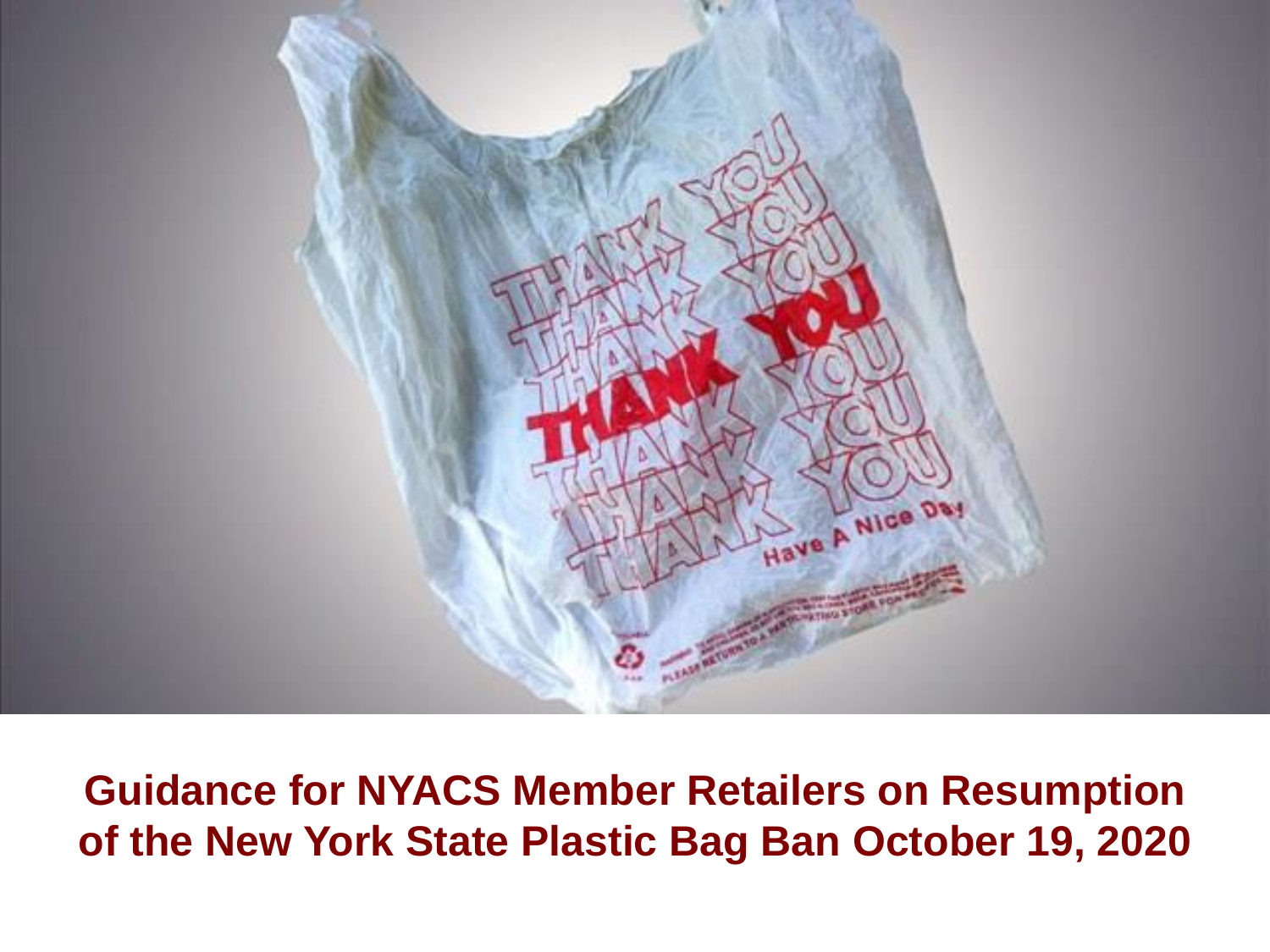# Guidance for NYACS Member Retailers on Resumption of the New York State Plastic Bag Ban October 19, 2020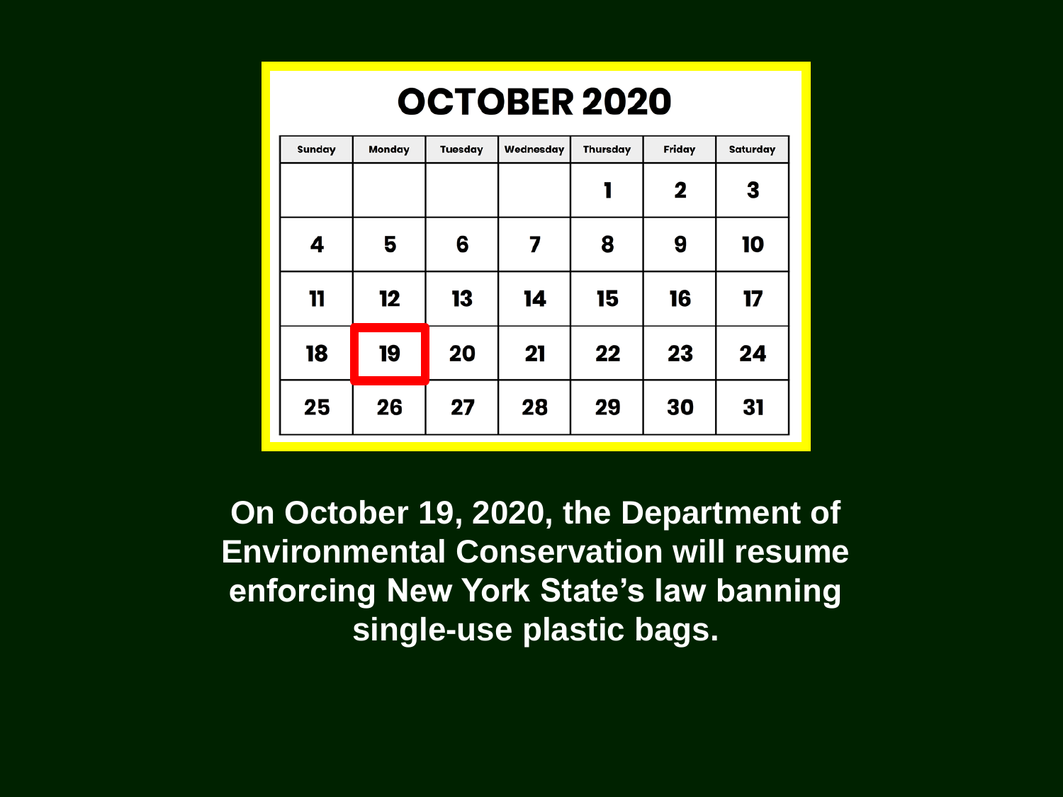## OCTOBER 2020

| Sunday | Monday | Tuesday | Wednesday | Thursday | Friday | Saturday |
|---|---|---|---|---|---|---|
| | | | | 1 | 2 | 3 |
| 4 | 5 | 6 | 7 | 8 | 9 | 10 |
| 11 | 12 | 13 | 14 | 15 | 16 | 17 |
| 18 | **19** | 20 | 21 | 22 | 23 | 24 |
| 25 | 26 | 27 | 28 | 29 | 30 | 31 |

**On October 19, 2020, the Department of Environmental Conservation will resume enforcing New York State's law banning single-use plastic bags.**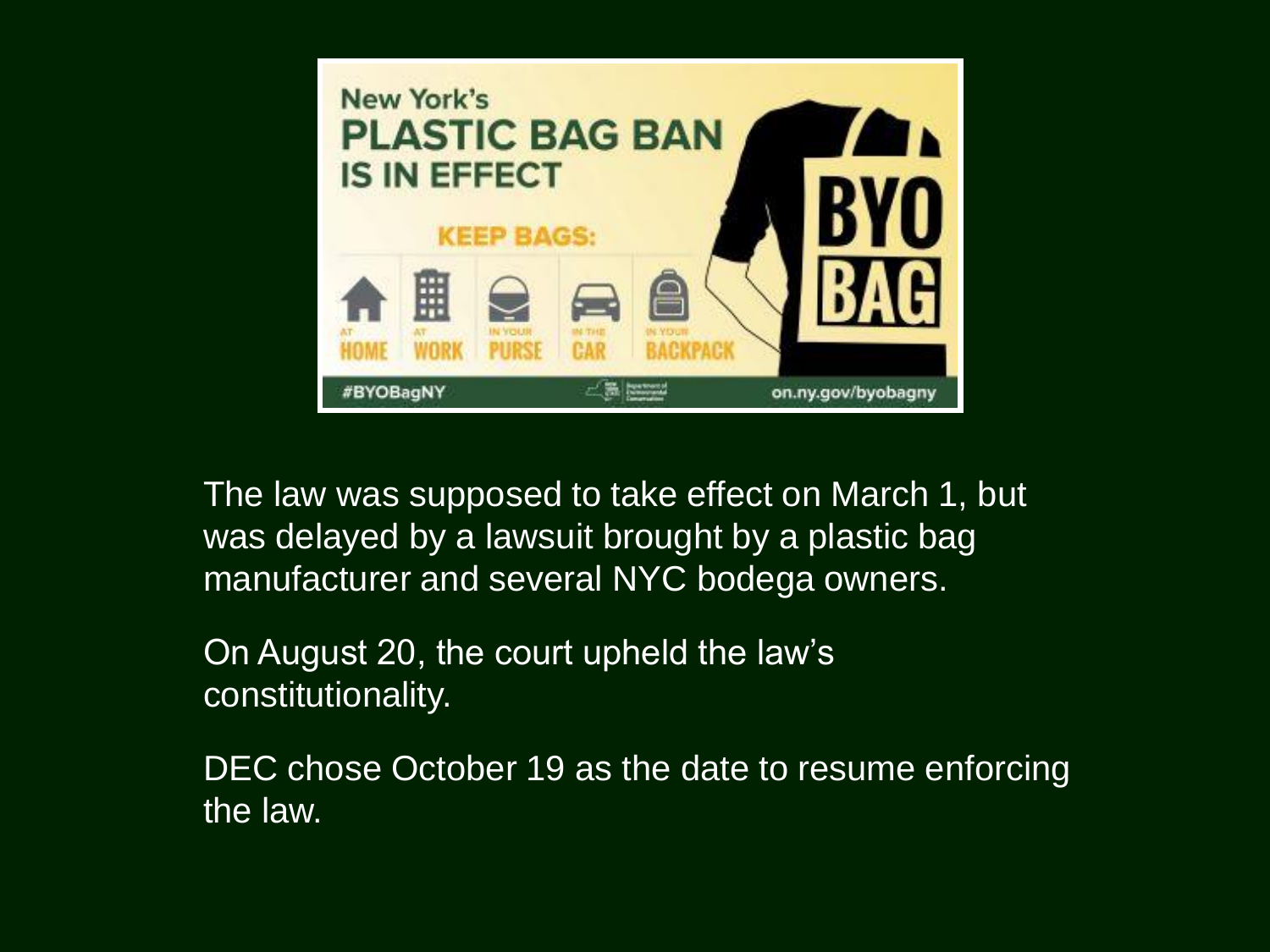The law was supposed to take effect on March 1, but was delayed by a lawsuit brought by a plastic bag manufacturer and several NYC bodega owners.

On August 20, the court upheld the law's constitutionality.

DEC chose October 19 as the date to resume enforcing the law.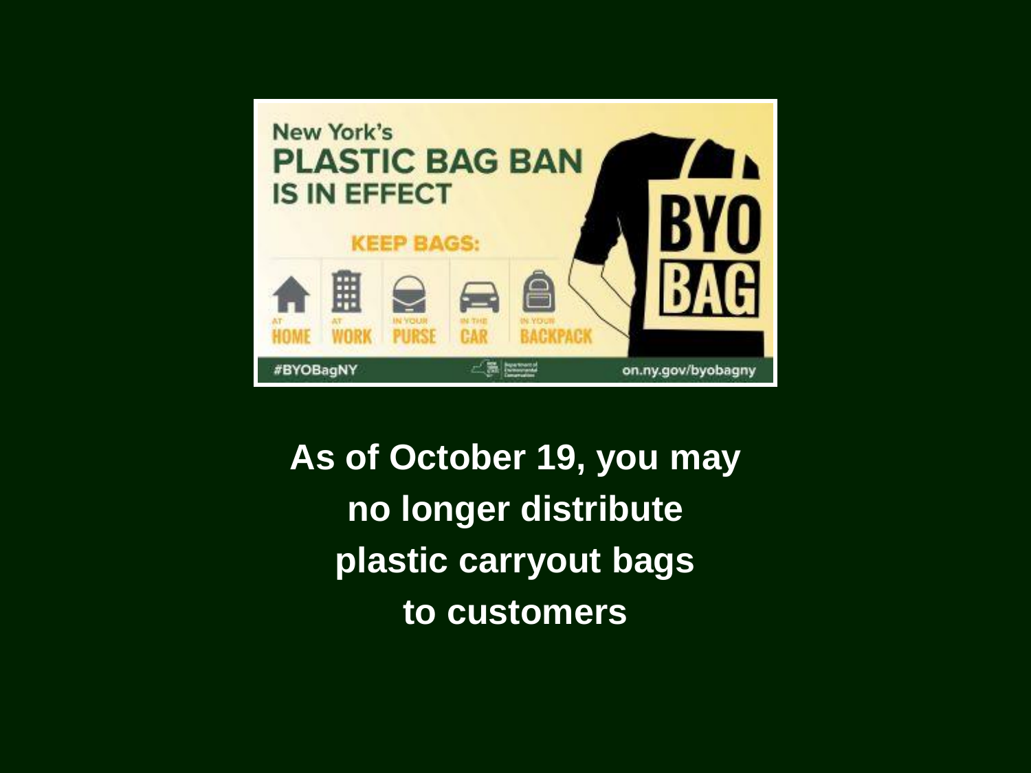New York's
PLASTIC BAG BAN
IS IN EFFECT

KEEP BAGS:

AT HOME | AT WORK | IN YOUR PURSE | IN THE CAR | IN YOUR BACKPACK

BYO BAG

#BYOBagNY

on.ny.gov/byobagny

**As of October 19, you may no longer distribute plastic carryout bags to customers**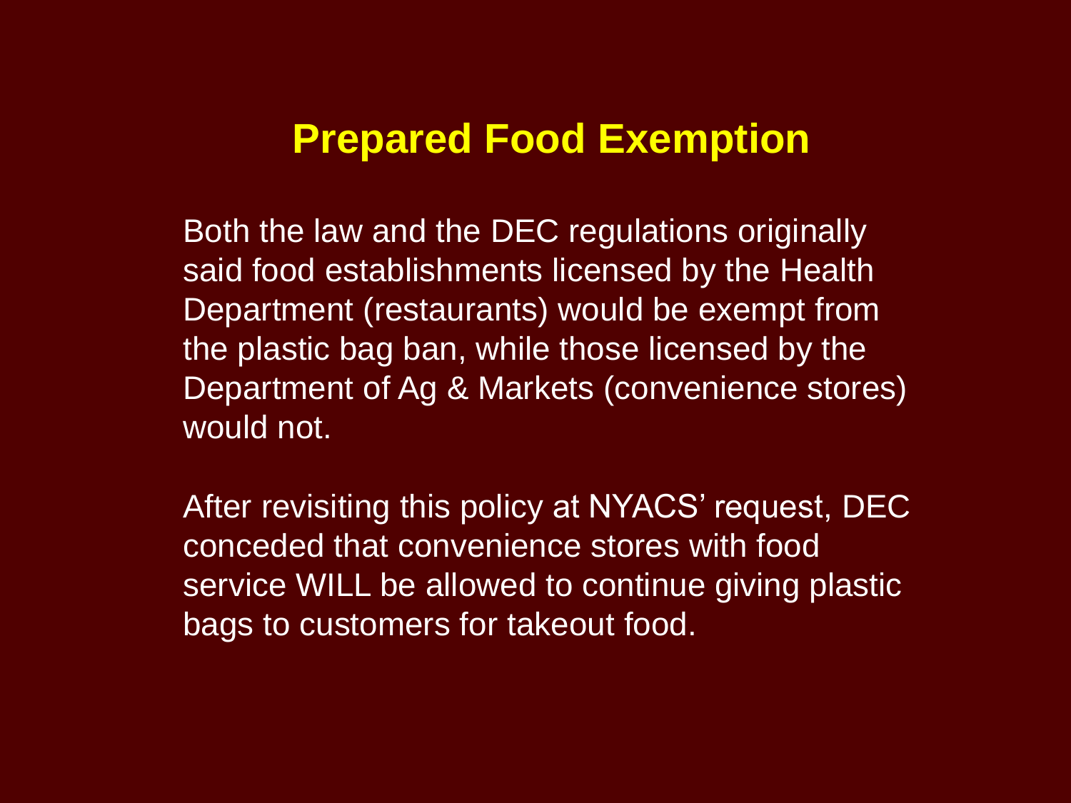# Prepared Food Exemption

Both the law and the DEC regulations originally said food establishments licensed by the Health Department (restaurants) would be exempt from the plastic bag ban, while those licensed by the Department of Ag & Markets (convenience stores) would not.

After revisiting this policy at NYACS' request, DEC conceded that convenience stores with food service WILL be allowed to continue giving plastic bags to customers for takeout food.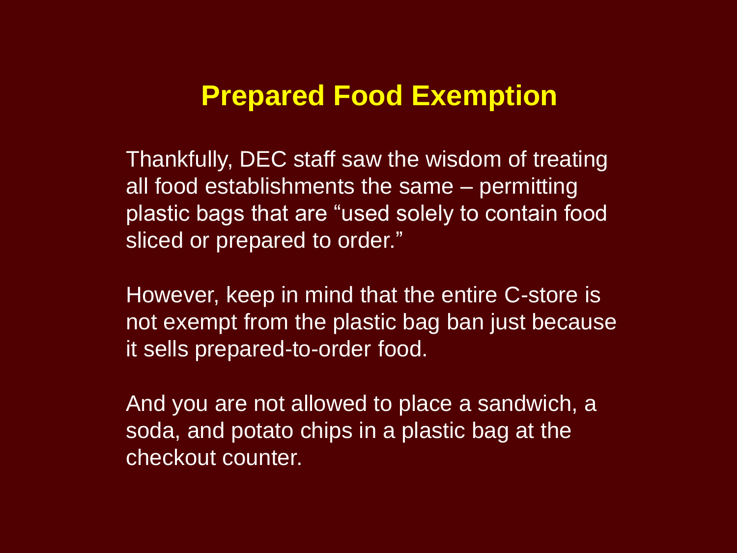## Prepared Food Exemption

Thankfully, DEC staff saw the wisdom of treating all food establishments the same – permitting plastic bags that are "used solely to contain food sliced or prepared to order."

However, keep in mind that the entire C-store is not exempt from the plastic bag ban just because it sells prepared-to-order food.

And you are not allowed to place a sandwich, a soda, and potato chips in a plastic bag at the checkout counter.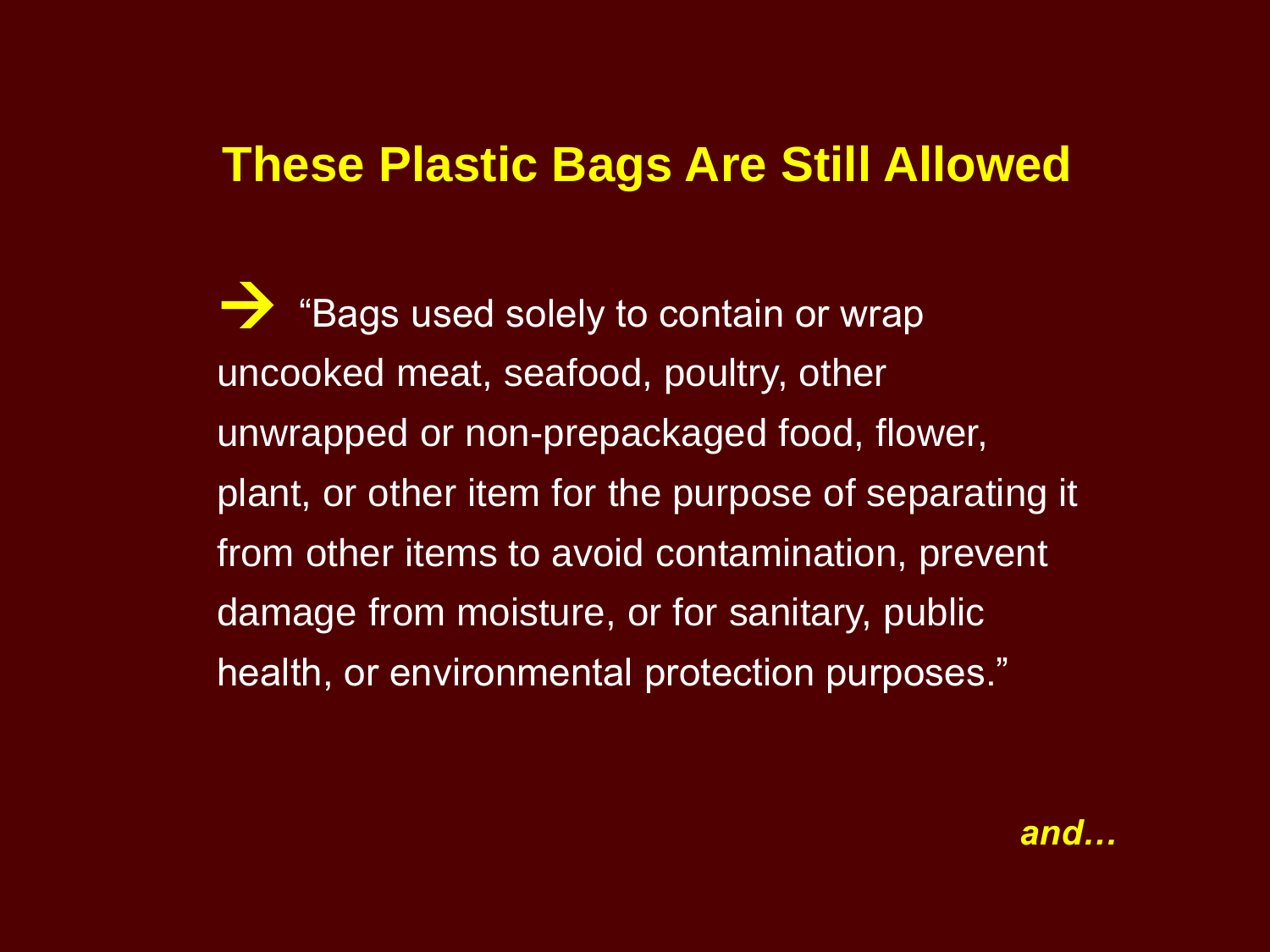## These Plastic Bags Are Still Allowed

➔ "Bags used solely to contain or wrap uncooked meat, seafood, poultry, other unwrapped or non-prepackaged food, flower, plant, or other item for the purpose of separating it from other items to avoid contamination, prevent damage from moisture, or for sanitary, public health, or environmental protection purposes."

***and…***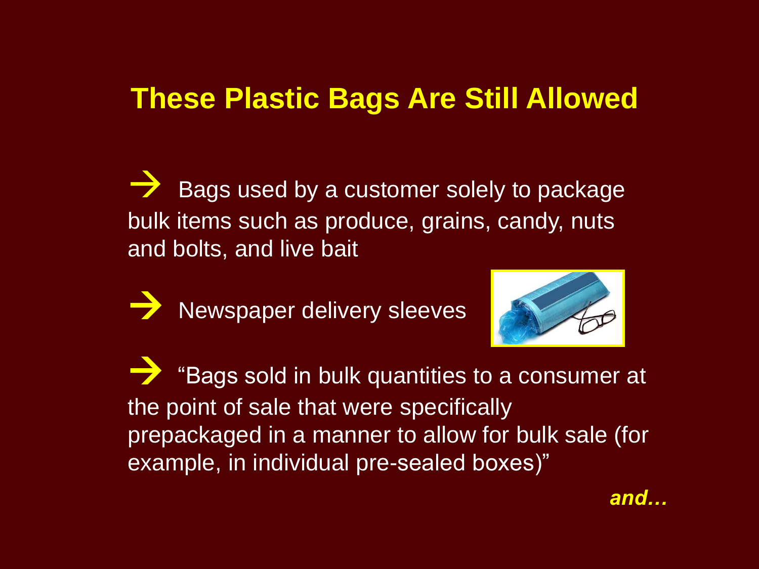# These Plastic Bags Are Still Allowed

- Bags used by a customer solely to package bulk items such as produce, grains, candy, nuts and bolts, and live bait
- Newspaper delivery sleeves
- "Bags sold in bulk quantities to a consumer at the point of sale that were specifically prepackaged in a manner to allow for bulk sale (for example, in individual pre-sealed boxes)"

***and…***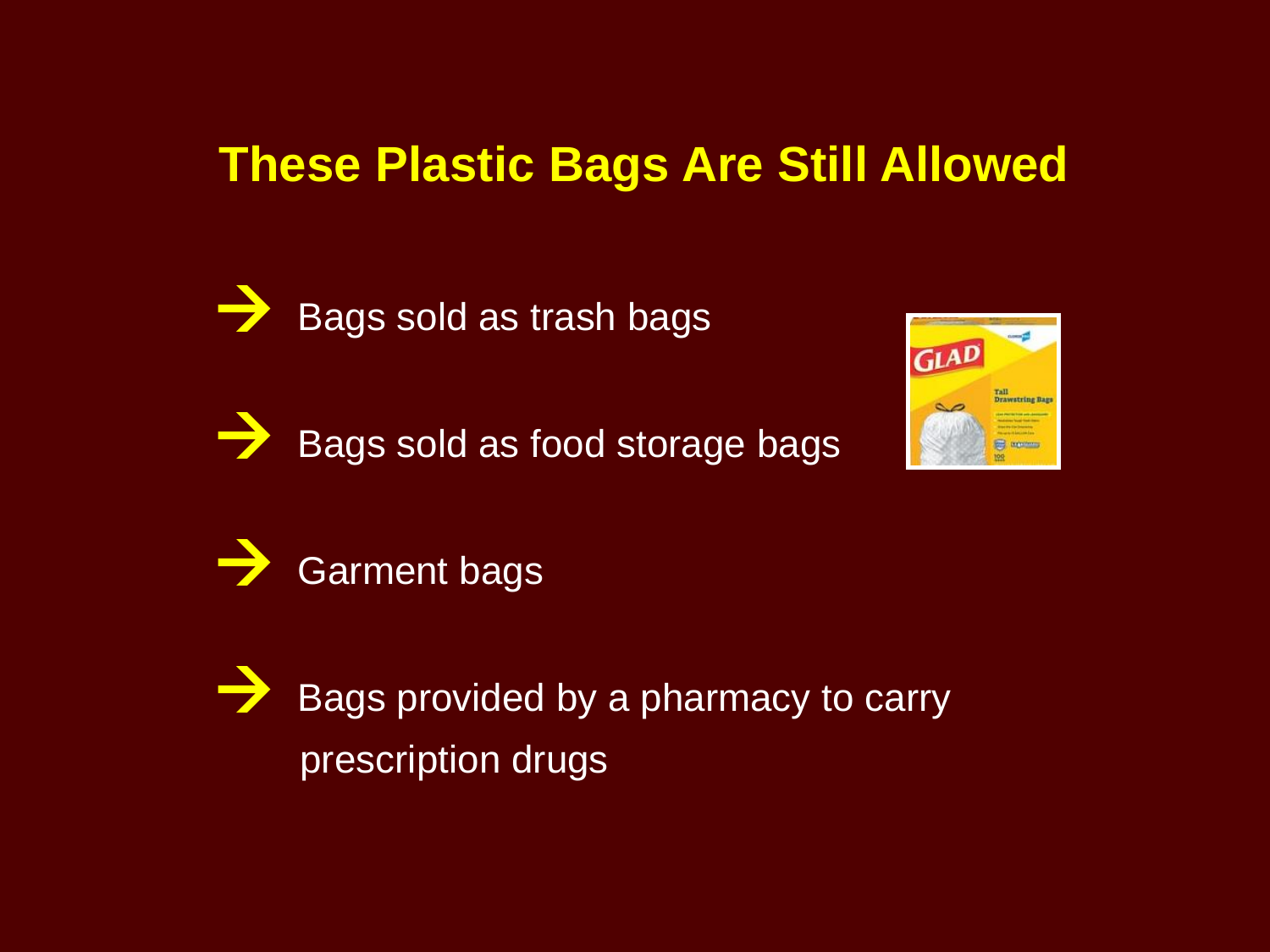# These Plastic Bags Are Still Allowed

- Bags sold as trash bags
- Bags sold as food storage bags
- Garment bags
- Bags provided by a pharmacy to carry prescription drugs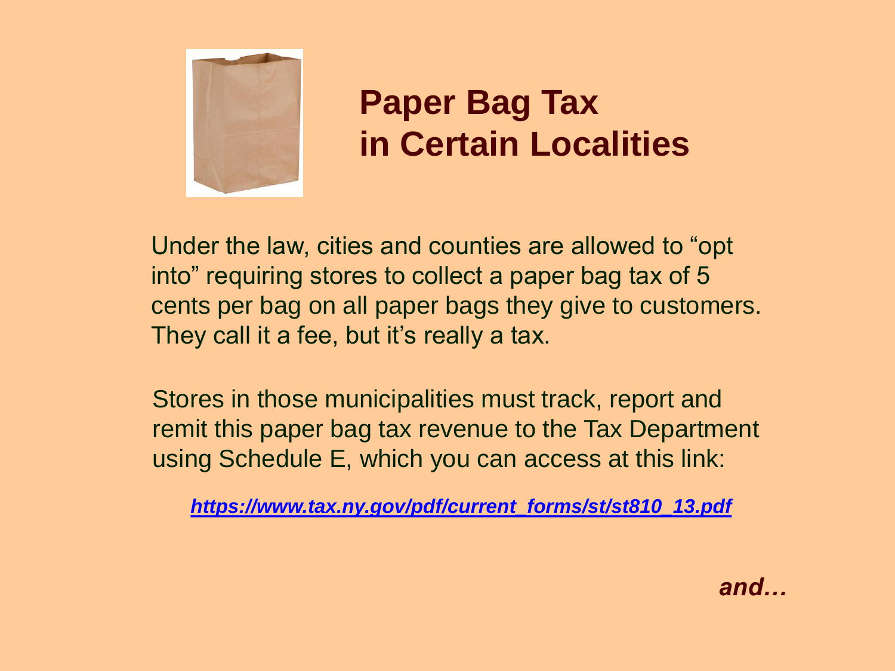# Paper Bag Tax in Certain Localities

Under the law, cities and counties are allowed to "opt into" requiring stores to collect a paper bag tax of 5 cents per bag on all paper bags they give to customers. They call it a fee, but it's really a tax.

Stores in those municipalities must track, report and remit this paper bag tax revenue to the Tax Department using Schedule E, which you can access at this link:

***https://www.tax.ny.gov/pdf/current_forms/st/st810_13.pdf***

***and…***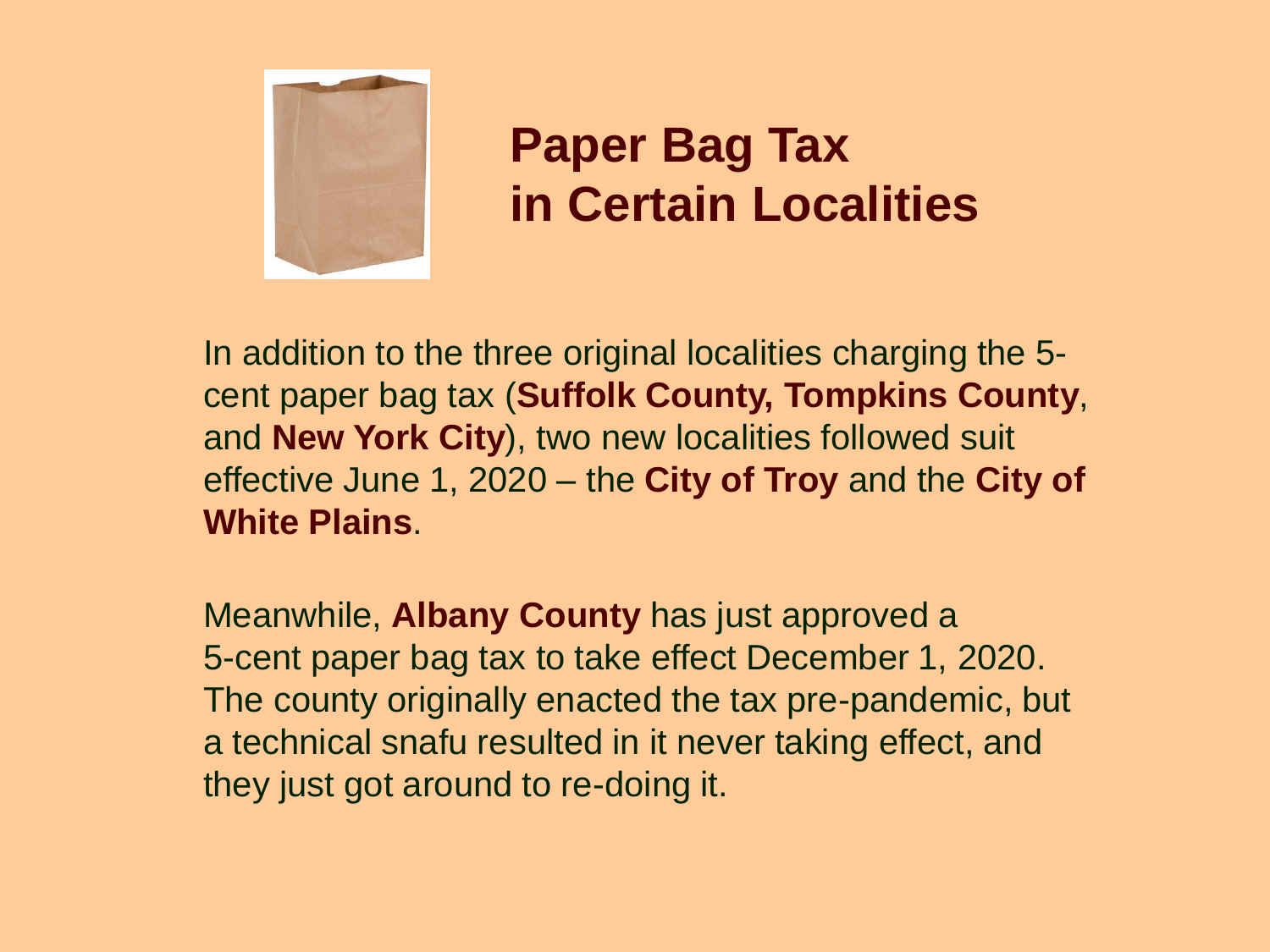# Paper Bag Tax in Certain Localities

In addition to the three original localities charging the 5-cent paper bag tax (**Suffolk County, Tompkins County**, and **New York City**), two new localities followed suit effective June 1, 2020 – the **City of Troy** and the **City of White Plains**.

Meanwhile, **Albany County** has just approved a 5-cent paper bag tax to take effect December 1, 2020. The county originally enacted the tax pre-pandemic, but a technical snafu resulted in it never taking effect, and they just got around to re-doing it.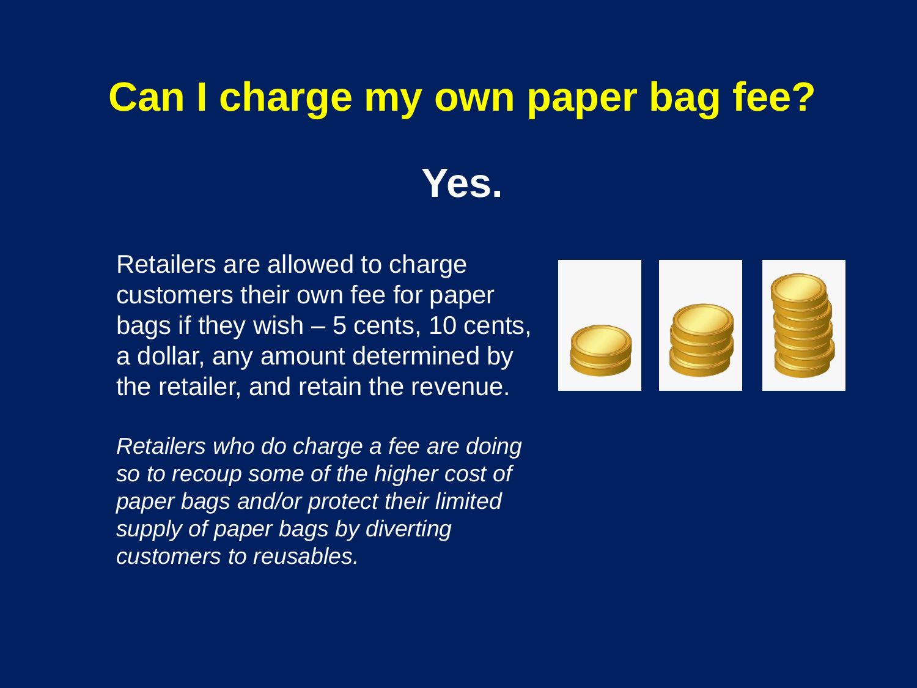# Can I charge my own paper bag fee?

## Yes.

Retailers are allowed to charge customers their own fee for paper bags if they wish – 5 cents, 10 cents, a dollar, any amount determined by the retailer, and retain the revenue.

*Retailers who do charge a fee are doing so to recoup some of the higher cost of paper bags and/or protect their limited supply of paper bags by diverting customers to reusables.*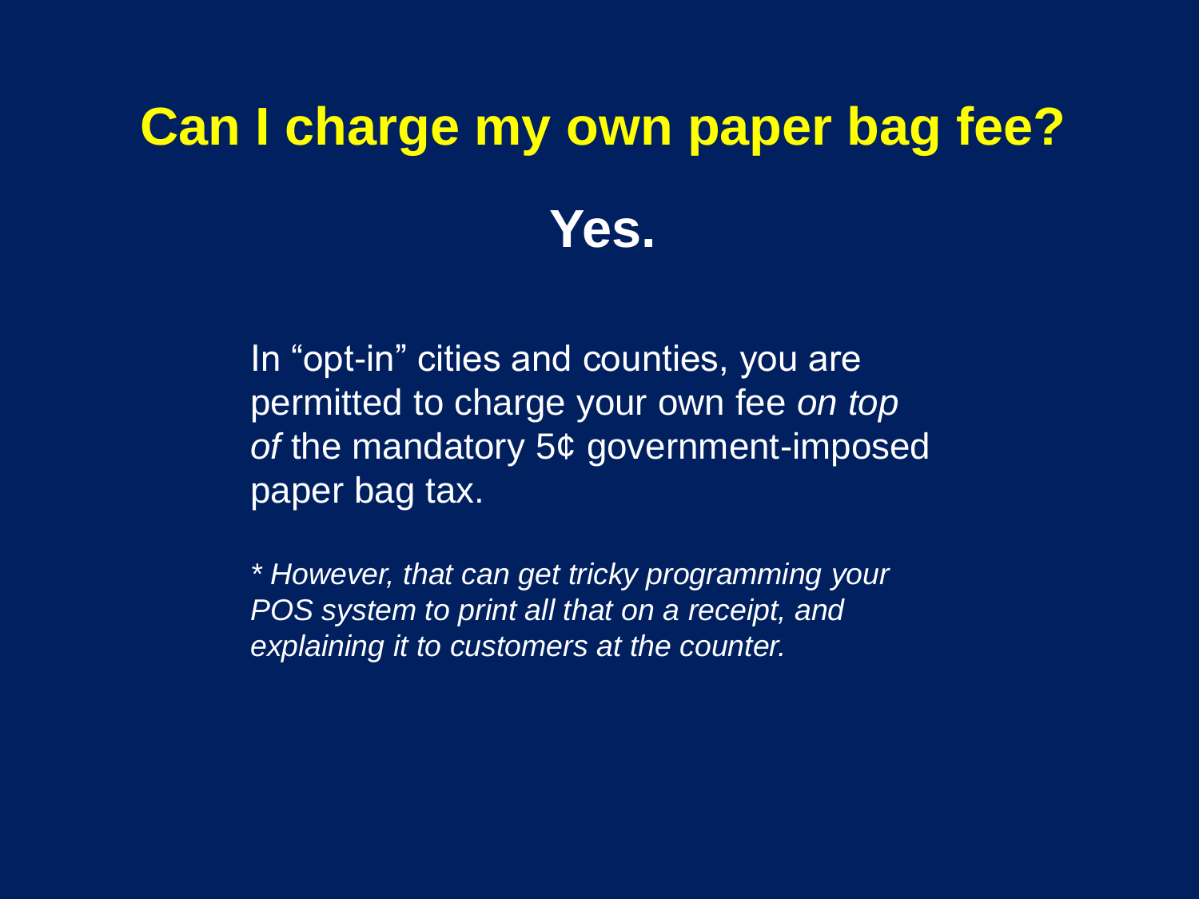# Can I charge my own paper bag fee?

## Yes.

In "opt-in" cities and counties, you are permitted to charge your own fee *on top of* the mandatory 5¢ government-imposed paper bag tax.

** However, that can get tricky programming your POS system to print all that on a receipt, and explaining it to customers at the counter.*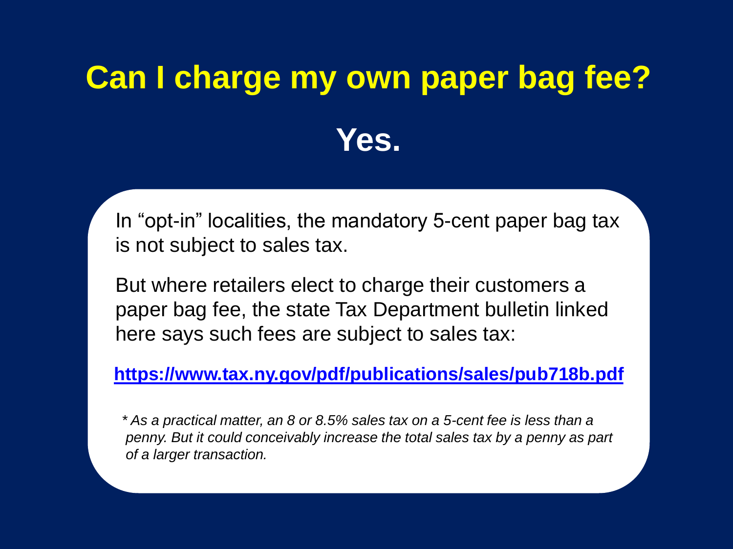# Can I charge my own paper bag fee?

## Yes.

In "opt-in" localities, the mandatory 5-cent paper bag tax is not subject to sales tax.

But where retailers elect to charge their customers a paper bag fee, the state Tax Department bulletin linked here says such fees are subject to sales tax:

**https://www.tax.ny.gov/pdf/publications/sales/pub718b.pdf**

*\* As a practical matter, an 8 or 8.5% sales tax on a 5-cent fee is less than a penny. But it could conceivably increase the total sales tax by a penny as part of a larger transaction.*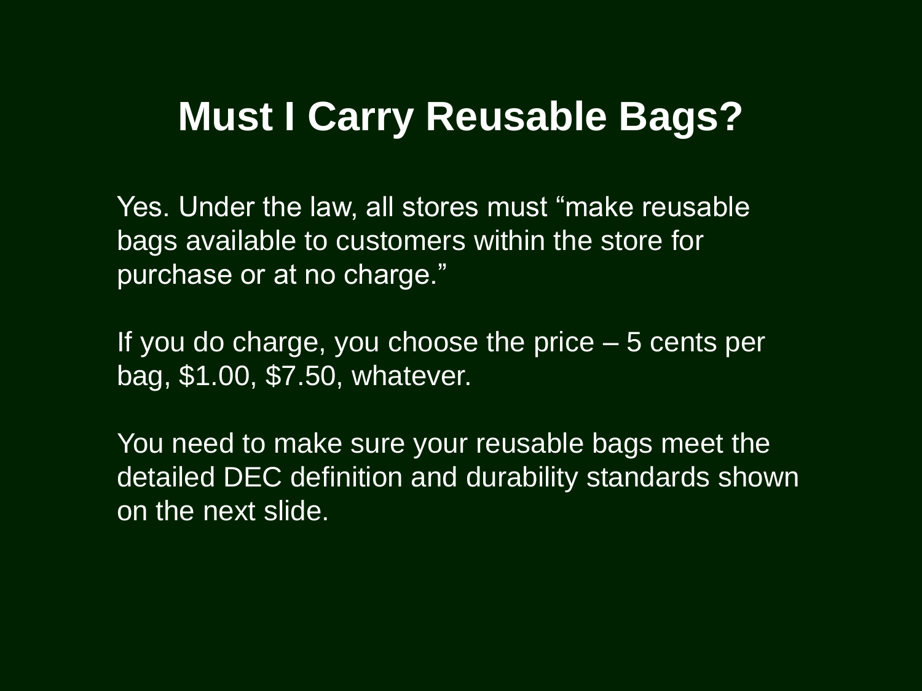# Must I Carry Reusable Bags?

Yes. Under the law, all stores must "make reusable bags available to customers within the store for purchase or at no charge."

If you do charge, you choose the price – 5 cents per bag, $1.00, $7.50, whatever.

You need to make sure your reusable bags meet the detailed DEC definition and durability standards shown on the next slide.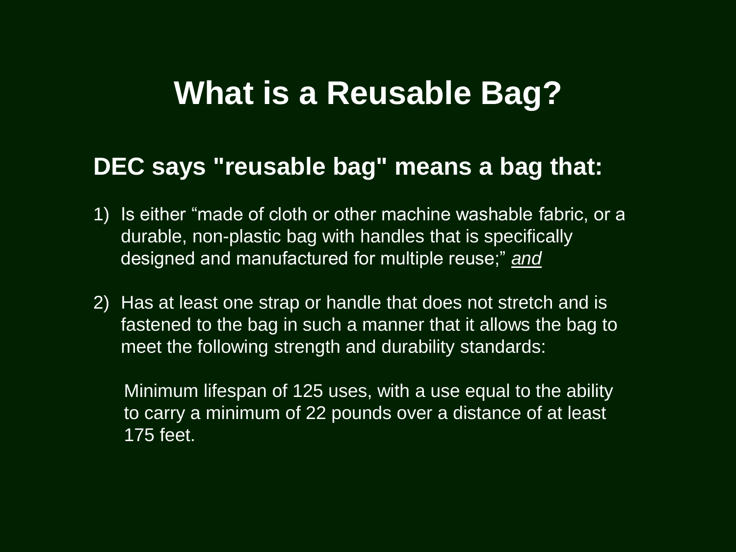# What is a Reusable Bag?

## DEC says "reusable bag" means a bag that:

1) Is either “made of cloth or other machine washable fabric, or a durable, non-plastic bag with handles that is specifically designed and manufactured for multiple reuse;” *and*

2) Has at least one strap or handle that does not stretch and is fastened to the bag in such a manner that it allows the bag to meet the following strength and durability standards:

   Minimum lifespan of 125 uses, with a use equal to the ability to carry a minimum of 22 pounds over a distance of at least 175 feet.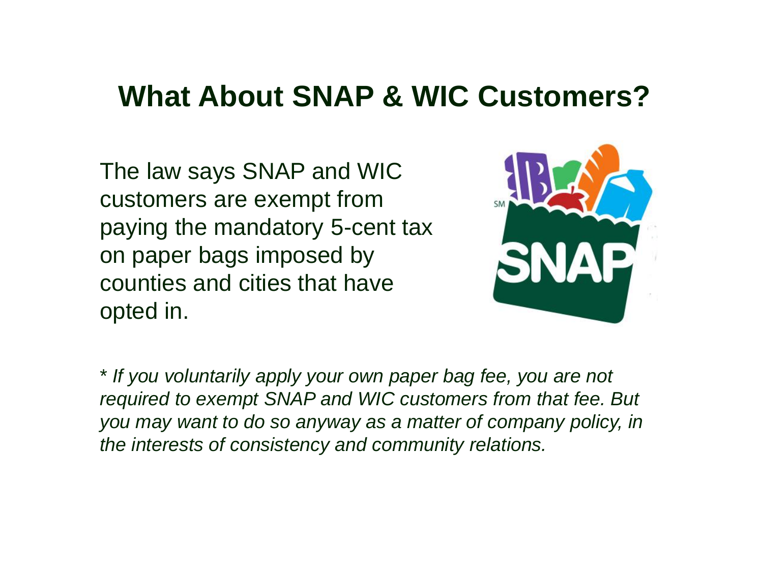# What About SNAP & WIC Customers?

The law says SNAP and WIC customers are exempt from paying the mandatory 5-cent tax on paper bags imposed by counties and cities that have opted in.

*\* If you voluntarily apply your own paper bag fee, you are not required to exempt SNAP and WIC customers from that fee. But you may want to do so anyway as a matter of company policy, in the interests of consistency and community relations.*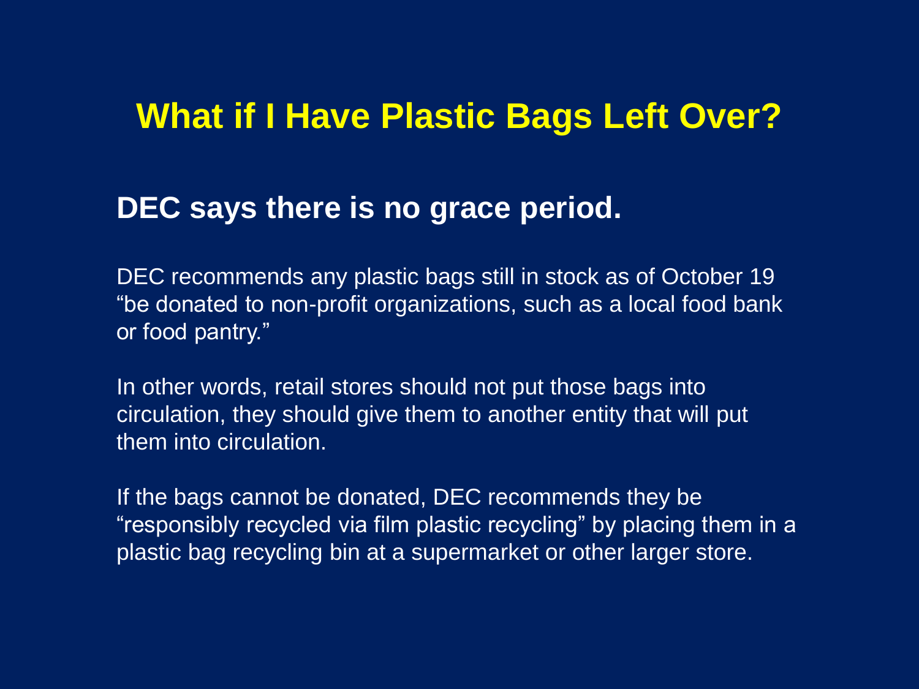# What if I Have Plastic Bags Left Over?

## DEC says there is no grace period.

DEC recommends any plastic bags still in stock as of October 19 "be donated to non-profit organizations, such as a local food bank or food pantry."

In other words, retail stores should not put those bags into circulation, they should give them to another entity that will put them into circulation.

If the bags cannot be donated, DEC recommends they be "responsibly recycled via film plastic recycling" by placing them in a plastic bag recycling bin at a supermarket or other larger store.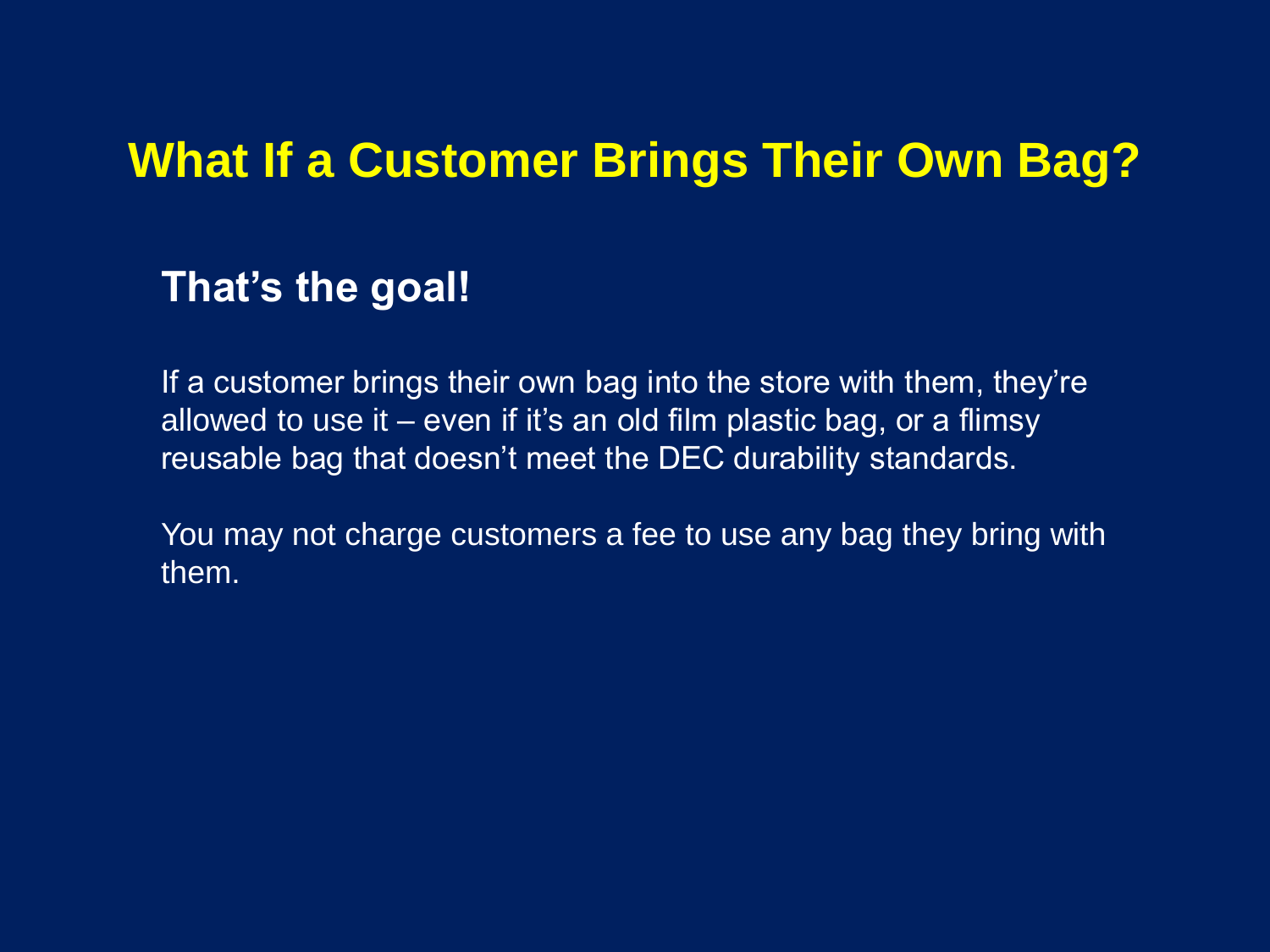# What If a Customer Brings Their Own Bag?

## That's the goal!

If a customer brings their own bag into the store with them, they're allowed to use it – even if it's an old film plastic bag, or a flimsy reusable bag that doesn't meet the DEC durability standards.

You may not charge customers a fee to use any bag they bring with them.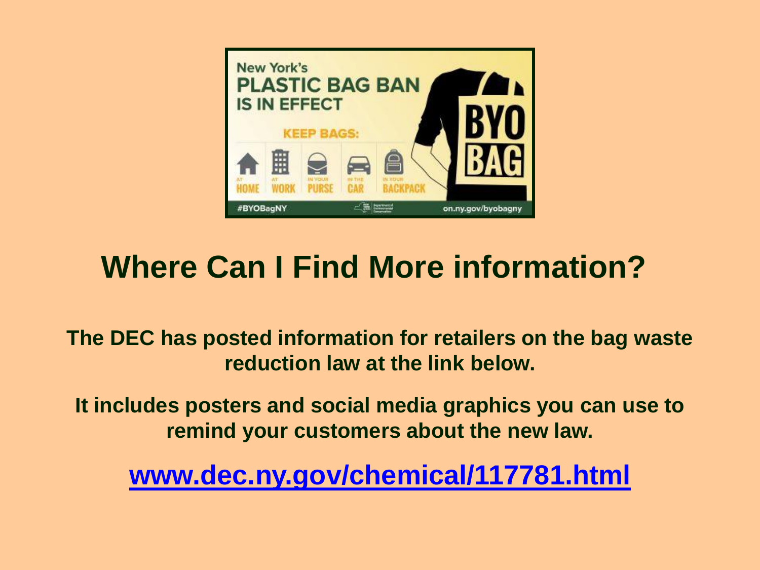## Where Can I Find More information?

**The DEC has posted information for retailers on the bag waste reduction law at the link below.**

**It includes posters and social media graphics you can use to remind your customers about the new law.**

**[www.dec.ny.gov/chemical/117781.html](http://www.dec.ny.gov/chemical/117781.html)**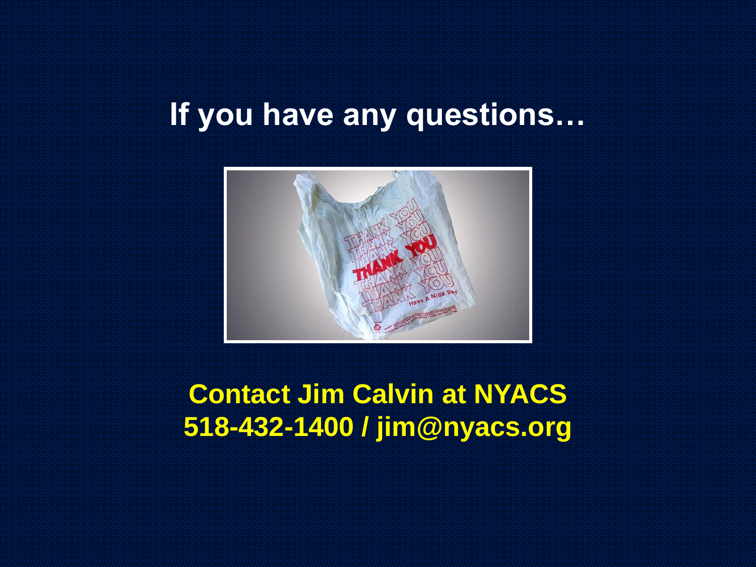# If you have any questions…

**Contact Jim Calvin at NYACS**
**518-432-1400 / jim@nyacs.org**